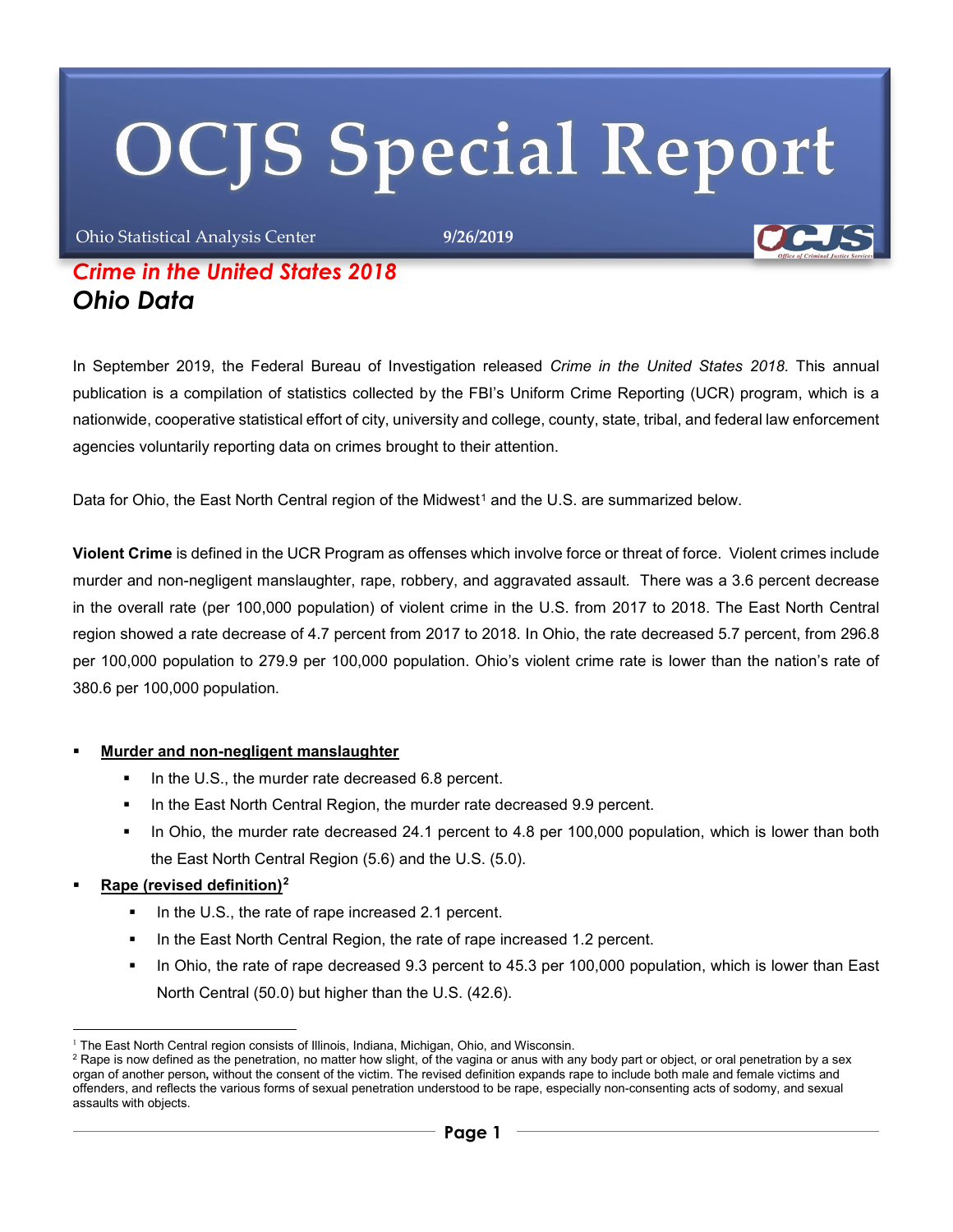# OCJS Special Report

Ohio Statistical Analysis Center **9/26/2019**

## *Crime in the United States 2018*
## *Ohio Data*

In September 2019, the Federal Bureau of Investigation released *Crime in the United States 2018.* This annual publication is a compilation of statistics collected by the FBI's Uniform Crime Reporting (UCR) program, which is a nationwide, cooperative statistical effort of city, university and college, county, state, tribal, and federal law enforcement agencies voluntarily reporting data on crimes brought to their attention.

Data for Ohio, the East North Central region of the Midwest[1] and the U.S. are summarized below.

**Violent Crime** is defined in the UCR Program as offenses which involve force or threat of force. Violent crimes include murder and non-negligent manslaughter, rape, robbery, and aggravated assault. There was a 3.6 percent decrease in the overall rate (per 100,000 population) of violent crime in the U.S. from 2017 to 2018. The East North Central region showed a rate decrease of 4.7 percent from 2017 to 2018. In Ohio, the rate decreased 5.7 percent, from 296.8 per 100,000 population to 279.9 per 100,000 population. Ohio's violent crime rate is lower than the nation's rate of 380.6 per 100,000 population.

- **Murder and non-negligent manslaughter**
  - In the U.S., the murder rate decreased 6.8 percent.
  - In the East North Central Region, the murder rate decreased 9.9 percent.
  - In Ohio, the murder rate decreased 24.1 percent to 4.8 per 100,000 population, which is lower than both the East North Central Region (5.6) and the U.S. (5.0).
- **Rape (revised definition)[2]**
  - In the U.S., the rate of rape increased 2.1 percent.
  - In the East North Central Region, the rate of rape increased 1.2 percent.
  - In Ohio, the rate of rape decreased 9.3 percent to 45.3 per 100,000 population, which is lower than East North Central (50.0) but higher than the U.S. (42.6).

---

[1] The East North Central region consists of Illinois, Indiana, Michigan, Ohio, and Wisconsin.

[2] Rape is now defined as the penetration, no matter how slight, of the vagina or anus with any body part or object, or oral penetration by a sex organ of another person, without the consent of the victim. The revised definition expands rape to include both male and female victims and offenders, and reflects the various forms of sexual penetration understood to be rape, especially non-consenting acts of sodomy, and sexual assaults with objects.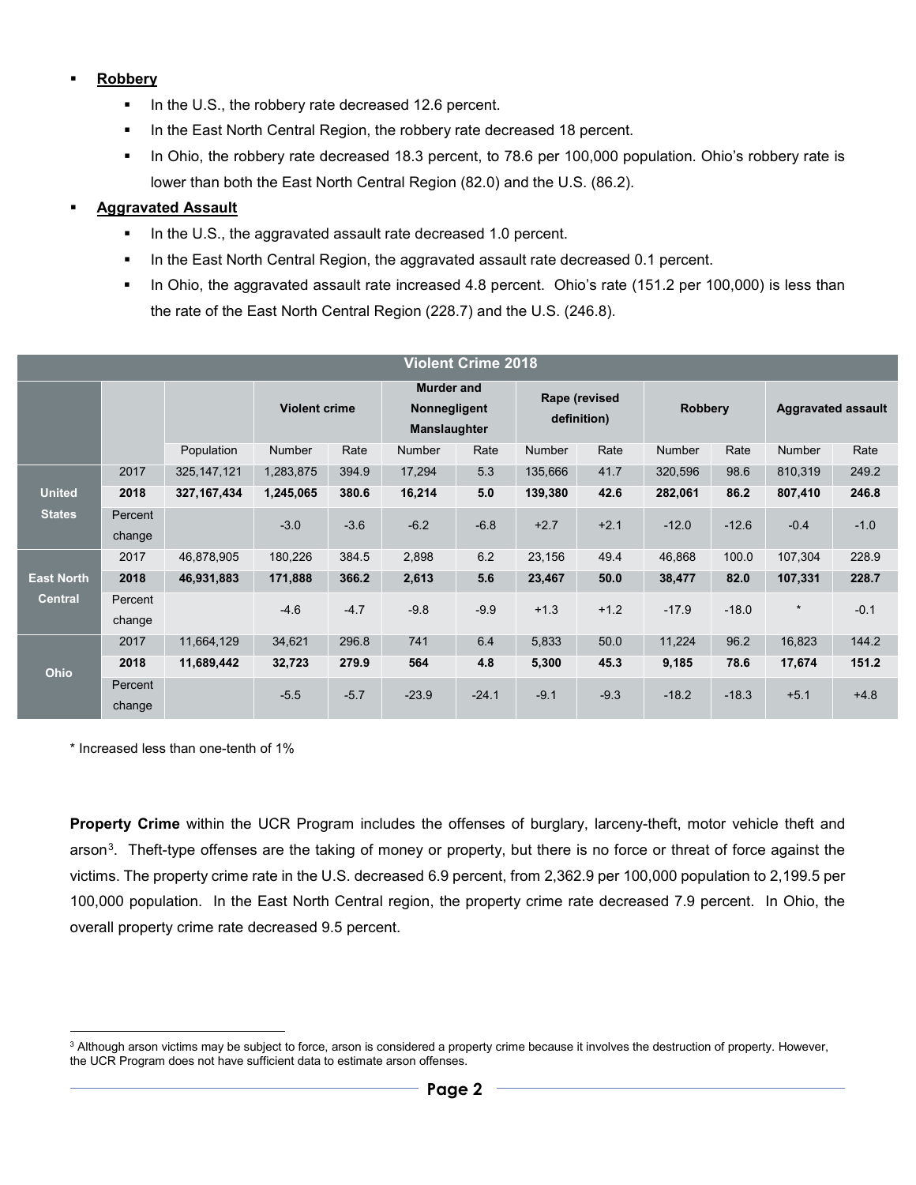- **Robbery**
  - In the U.S., the robbery rate decreased 12.6 percent.
  - In the East North Central Region, the robbery rate decreased 18 percent.
  - In Ohio, the robbery rate decreased 18.3 percent, to 78.6 per 100,000 population. Ohio's robbery rate is lower than both the East North Central Region (82.0) and the U.S. (86.2).
- **Aggravated Assault**
  - In the U.S., the aggravated assault rate decreased 1.0 percent.
  - In the East North Central Region, the aggravated assault rate decreased 0.1 percent.
  - In Ohio, the aggravated assault rate increased 4.8 percent. Ohio's rate (151.2 per 100,000) is less than the rate of the East North Central Region (228.7) and the U.S. (246.8).

| Violent Crime 2018 | | | | | | | | | | | | |
|---|---|---|---|---|---|---|---|---|---|---|---|---|
| | | | Violent crime | | Murder and Nonnegligent Manslaughter | | Rape (revised definition) | | Robbery | | Aggravated assault | |
| | | Population | Number | Rate | Number | Rate | Number | Rate | Number | Rate | Number | Rate |
| United States | 2017 | 325,147,121 | 1,283,875 | 394.9 | 17,294 | 5.3 | 135,666 | 41.7 | 320,596 | 98.6 | 810,319 | 249.2 |
| | **2018** | **327,167,434** | **1,245,065** | **380.6** | **16,214** | **5.0** | **139,380** | **42.6** | **282,061** | **86.2** | **807,410** | **246.8** |
| | Percent change | | -3.0 | -3.6 | -6.2 | -6.8 | +2.7 | +2.1 | -12.0 | -12.6 | -0.4 | -1.0 |
| East North Central | 2017 | 46,878,905 | 180,226 | 384.5 | 2,898 | 6.2 | 23,156 | 49.4 | 46,868 | 100.0 | 107,304 | 228.9 |
| | **2018** | **46,931,883** | **171,888** | **366.2** | **2,613** | **5.6** | **23,467** | **50.0** | **38,477** | **82.0** | **107,331** | **228.7** |
| | Percent change | | -4.6 | -4.7 | -9.8 | -9.9 | +1.3 | +1.2 | -17.9 | -18.0 | * | -0.1 |
| Ohio | 2017 | 11,664,129 | 34,621 | 296.8 | 741 | 6.4 | 5,833 | 50.0 | 11,224 | 96.2 | 16,823 | 144.2 |
| | **2018** | **11,689,442** | **32,723** | **279.9** | **564** | **4.8** | **5,300** | **45.3** | **9,185** | **78.6** | **17,674** | **151.2** |
| | Percent change | | -5.5 | -5.7 | -23.9 | -24.1 | -9.1 | -9.3 | -18.2 | -18.3 | +5.1 | +4.8 |

* Increased less than one-tenth of 1%

**Property Crime** within the UCR Program includes the offenses of burglary, larceny-theft, motor vehicle theft and arson[3]. Theft-type offenses are the taking of money or property, but there is no force or threat of force against the victims. The property crime rate in the U.S. decreased 6.9 percent, from 2,362.9 per 100,000 population to 2,199.5 per 100,000 population. In the East North Central region, the property crime rate decreased 7.9 percent. In Ohio, the overall property crime rate decreased 9.5 percent.

[3] Although arson victims may be subject to force, arson is considered a property crime because it involves the destruction of property. However, the UCR Program does not have sufficient data to estimate arson offenses.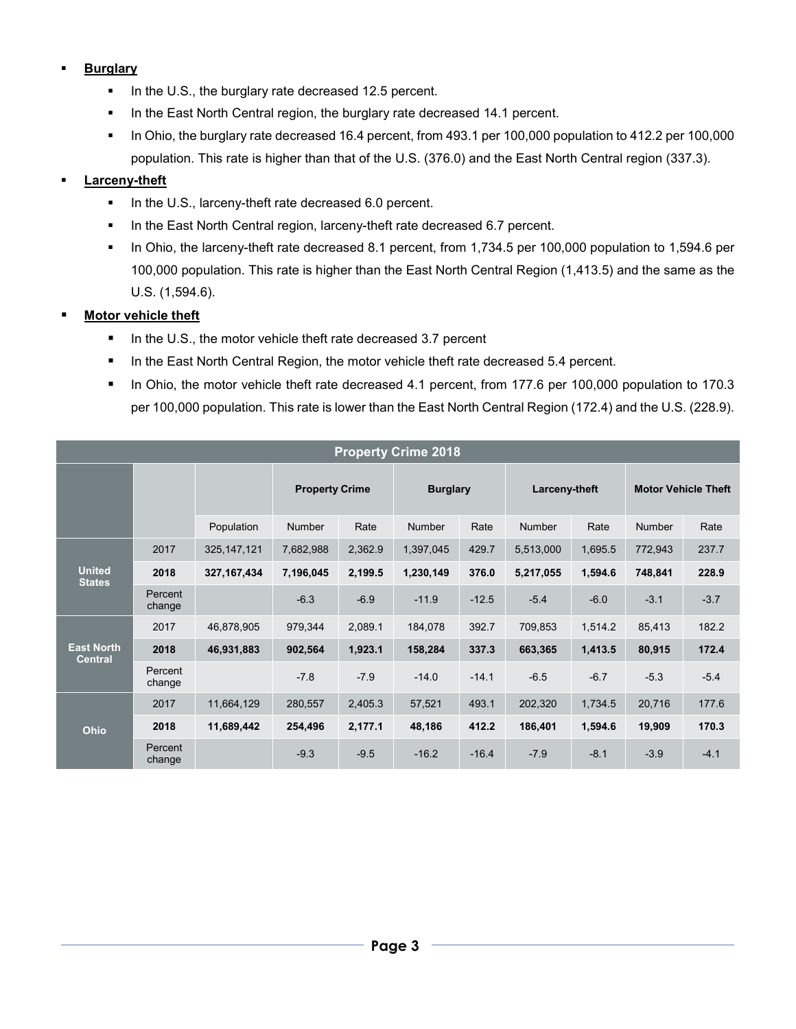- **Burglary**
  - In the U.S., the burglary rate decreased 12.5 percent.
  - In the East North Central region, the burglary rate decreased 14.1 percent.
  - In Ohio, the burglary rate decreased 16.4 percent, from 493.1 per 100,000 population to 412.2 per 100,000 population. This rate is higher than that of the U.S. (376.0) and the East North Central region (337.3).
- **Larceny-theft**
  - In the U.S., larceny-theft rate decreased 6.0 percent.
  - In the East North Central region, larceny-theft rate decreased 6.7 percent.
  - In Ohio, the larceny-theft rate decreased 8.1 percent, from 1,734.5 per 100,000 population to 1,594.6 per 100,000 population. This rate is higher than the East North Central Region (1,413.5) and the same as the U.S. (1,594.6).
- **Motor vehicle theft**
  - In the U.S., the motor vehicle theft rate decreased 3.7 percent
  - In the East North Central Region, the motor vehicle theft rate decreased 5.4 percent.
  - In Ohio, the motor vehicle theft rate decreased 4.1 percent, from 177.6 per 100,000 population to 170.3 per 100,000 population. This rate is lower than the East North Central Region (172.4) and the U.S. (228.9).

**Property Crime 2018**

| | | | Property Crime | | Burglary | | Larceny-theft | | Motor Vehicle Theft | |
|---|---|---|---|---|---|---|---|---|---|---|
| | | Population | Number | Rate | Number | Rate | Number | Rate | Number | Rate |
| **United States** | 2017 | 325,147,121 | 7,682,988 | 2,362.9 | 1,397,045 | 429.7 | 5,513,000 | 1,695.5 | 772,943 | 237.7 |
| | **2018** | **327,167,434** | **7,196,045** | **2,199.5** | **1,230,149** | **376.0** | **5,217,055** | **1,594.6** | **748,841** | **228.9** |
| | Percent change | | -6.3 | -6.9 | -11.9 | -12.5 | -5.4 | -6.0 | -3.1 | -3.7 |
| **East North Central** | 2017 | 46,878,905 | 979,344 | 2,089.1 | 184,078 | 392.7 | 709,853 | 1,514.2 | 85,413 | 182.2 |
| | **2018** | **46,931,883** | **902,564** | **1,923.1** | **158,284** | **337.3** | **663,365** | **1,413.5** | **80,915** | **172.4** |
| | Percent change | | -7.8 | -7.9 | -14.0 | -14.1 | -6.5 | -6.7 | -5.3 | -5.4 |
| **Ohio** | 2017 | 11,664,129 | 280,557 | 2,405.3 | 57,521 | 493.1 | 202,320 | 1,734.5 | 20,716 | 177.6 |
| | **2018** | **11,689,442** | **254,496** | **2,177.1** | **48,186** | **412.2** | **186,401** | **1,594.6** | **19,909** | **170.3** |
| | Percent change | | -9.3 | -9.5 | -16.2 | -16.4 | -7.9 | -8.1 | -3.9 | -4.1 |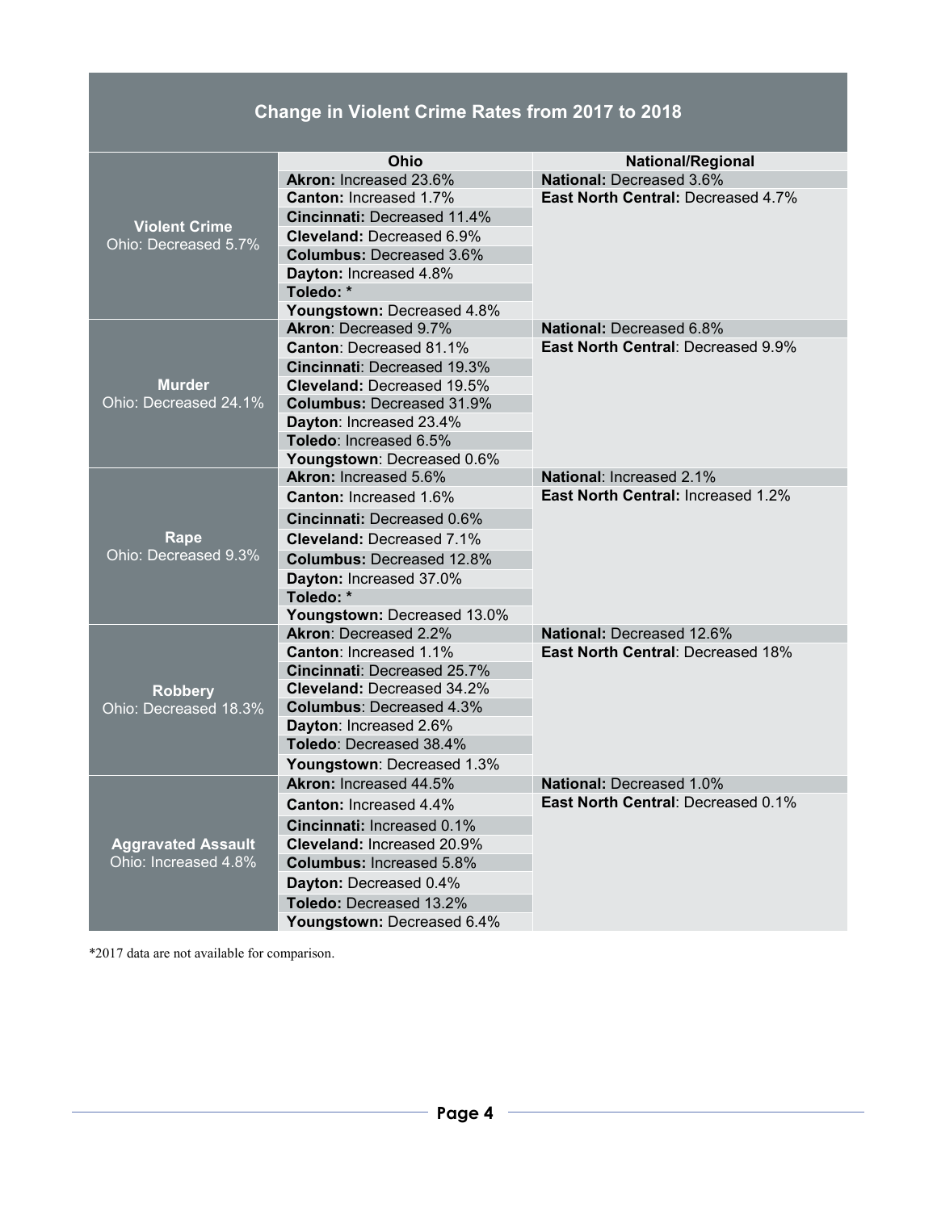## Change in Violent Crime Rates from 2017 to 2018

| | Ohio | National/Regional |
|---|---|---|
| **Violent Crime** Ohio: Decreased 5.7% | **Akron:** Increased 23.6% | **National:** Decreased 3.6% |
| | **Canton:** Increased 1.7% | **East North Central:** Decreased 4.7% |
| | **Cincinnati:** Decreased 11.4% | |
| | **Cleveland:** Decreased 6.9% | |
| | **Columbus:** Decreased 3.6% | |
| | **Dayton:** Increased 4.8% | |
| | **Toledo:** * | |
| | **Youngstown:** Decreased 4.8% | |
| **Murder** Ohio: Decreased 24.1% | **Akron**: Decreased 9.7% | **National:** Decreased 6.8% |
| | **Canton**: Decreased 81.1% | **East North Central**: Decreased 9.9% |
| | **Cincinnati**: Decreased 19.3% | |
| | **Cleveland:** Decreased 19.5% | |
| | **Columbus:** Decreased 31.9% | |
| | **Dayton**: Increased 23.4% | |
| | **Toledo**: Increased 6.5% | |
| | **Youngstown**: Decreased 0.6% | |
| **Rape** Ohio: Decreased 9.3% | **Akron:** Increased 5.6% | **National**: Increased 2.1% |
| | **Canton:** Increased 1.6% | **East North Central:** Increased 1.2% |
| | **Cincinnati:** Decreased 0.6% | |
| | **Cleveland:** Decreased 7.1% | |
| | **Columbus:** Decreased 12.8% | |
| | **Dayton:** Increased 37.0% | |
| | **Toledo:** * | |
| | **Youngstown:** Decreased 13.0% | |
| **Robbery** Ohio: Decreased 18.3% | **Akron**: Decreased 2.2% | **National:** Decreased 12.6% |
| | **Canton**: Increased 1.1% | **East North Central**: Decreased 18% |
| | **Cincinnati**: Decreased 25.7% | |
| | **Cleveland:** Decreased 34.2% | |
| | **Columbus**: Decreased 4.3% | |
| | **Dayton**: Increased 2.6% | |
| | **Toledo**: Decreased 38.4% | |
| | **Youngstown**: Decreased 1.3% | |
| **Aggravated Assault** Ohio: Increased 4.8% | **Akron:** Increased 44.5% | **National:** Decreased 1.0% |
| | **Canton:** Increased 4.4% | **East North Central**: Decreased 0.1% |
| | **Cincinnati:** Increased 0.1% | |
| | **Cleveland:** Increased 20.9% | |
| | **Columbus:** Increased 5.8% | |
| | **Dayton:** Decreased 0.4% | |
| | **Toledo:** Decreased 13.2% | |
| | **Youngstown:** Decreased 6.4% | |

*2017 data are not available for comparison.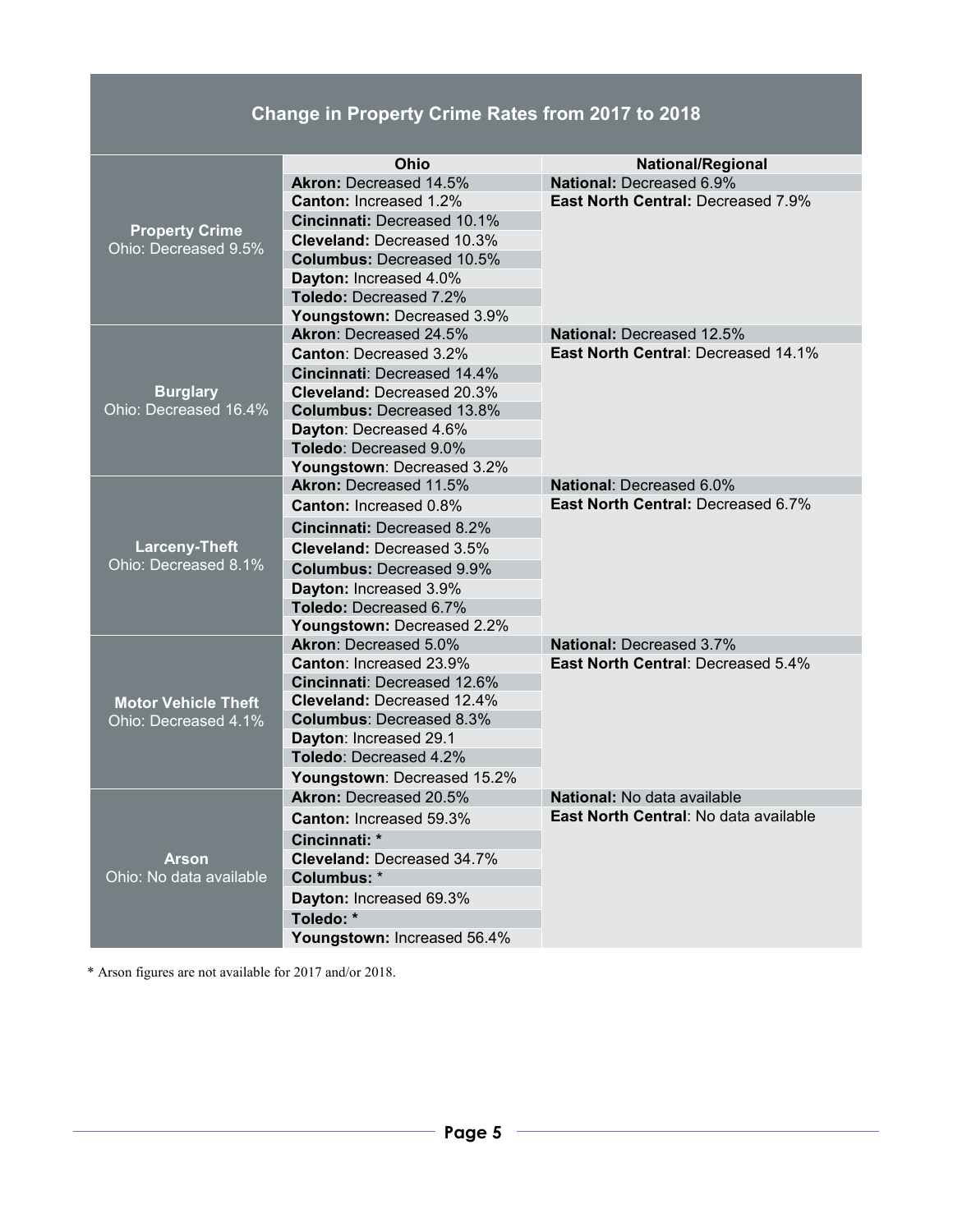## Change in Property Crime Rates from 2017 to 2018

| | Ohio | National/Regional |
|---|---|---|
| **Property Crime** Ohio: Decreased 9.5% | **Akron:** Decreased 14.5% | **National:** Decreased 6.9% |
| | **Canton:** Increased 1.2% | **East North Central:** Decreased 7.9% |
| | **Cincinnati:** Decreased 10.1% | |
| | **Cleveland:** Decreased 10.3% | |
| | **Columbus:** Decreased 10.5% | |
| | **Dayton:** Increased 4.0% | |
| | **Toledo:** Decreased 7.2% | |
| | **Youngstown:** Decreased 3.9% | |
| **Burglary** Ohio: Decreased 16.4% | **Akron**: Decreased 24.5% | **National:** Decreased 12.5% |
| | **Canton**: Decreased 3.2% | **East North Central**: Decreased 14.1% |
| | **Cincinnati**: Decreased 14.4% | |
| | **Cleveland:** Decreased 20.3% | |
| | **Columbus:** Decreased 13.8% | |
| | **Dayton**: Decreased 4.6% | |
| | **Toledo**: Decreased 9.0% | |
| | **Youngstown**: Decreased 3.2% | |
| **Larceny-Theft** Ohio: Decreased 8.1% | **Akron:** Decreased 11.5% | **National**: Decreased 6.0% |
| | **Canton:** Increased 0.8% | **East North Central:** Decreased 6.7% |
| | **Cincinnati:** Decreased 8.2% | |
| | **Cleveland:** Decreased 3.5% | |
| | **Columbus:** Decreased 9.9% | |
| | **Dayton:** Increased 3.9% | |
| | **Toledo:** Decreased 6.7% | |
| | **Youngstown:** Decreased 2.2% | |
| **Motor Vehicle Theft** Ohio: Decreased 4.1% | **Akron**: Decreased 5.0% | **National:** Decreased 3.7% |
| | **Canton**: Increased 23.9% | **East North Central**: Decreased 5.4% |
| | **Cincinnati**: Decreased 12.6% | |
| | **Cleveland:** Decreased 12.4% | |
| | **Columbus**: Decreased 8.3% | |
| | **Dayton**: Increased 29.1 | |
| | **Toledo**: Decreased 4.2% | |
| | **Youngstown**: Decreased 15.2% | |
| **Arson** Ohio: No data available | **Akron:** Decreased 20.5% | **National:** No data available |
| | **Canton:** Increased 59.3% | **East North Central**: No data available |
| | **Cincinnati:** * | |
| | **Cleveland:** Decreased 34.7% | |
| | **Columbus:** * | |
| | **Dayton:** Increased 69.3% | |
| | **Toledo:** * | |
| | **Youngstown:** Increased 56.4% | |

* Arson figures are not available for 2017 and/or 2018.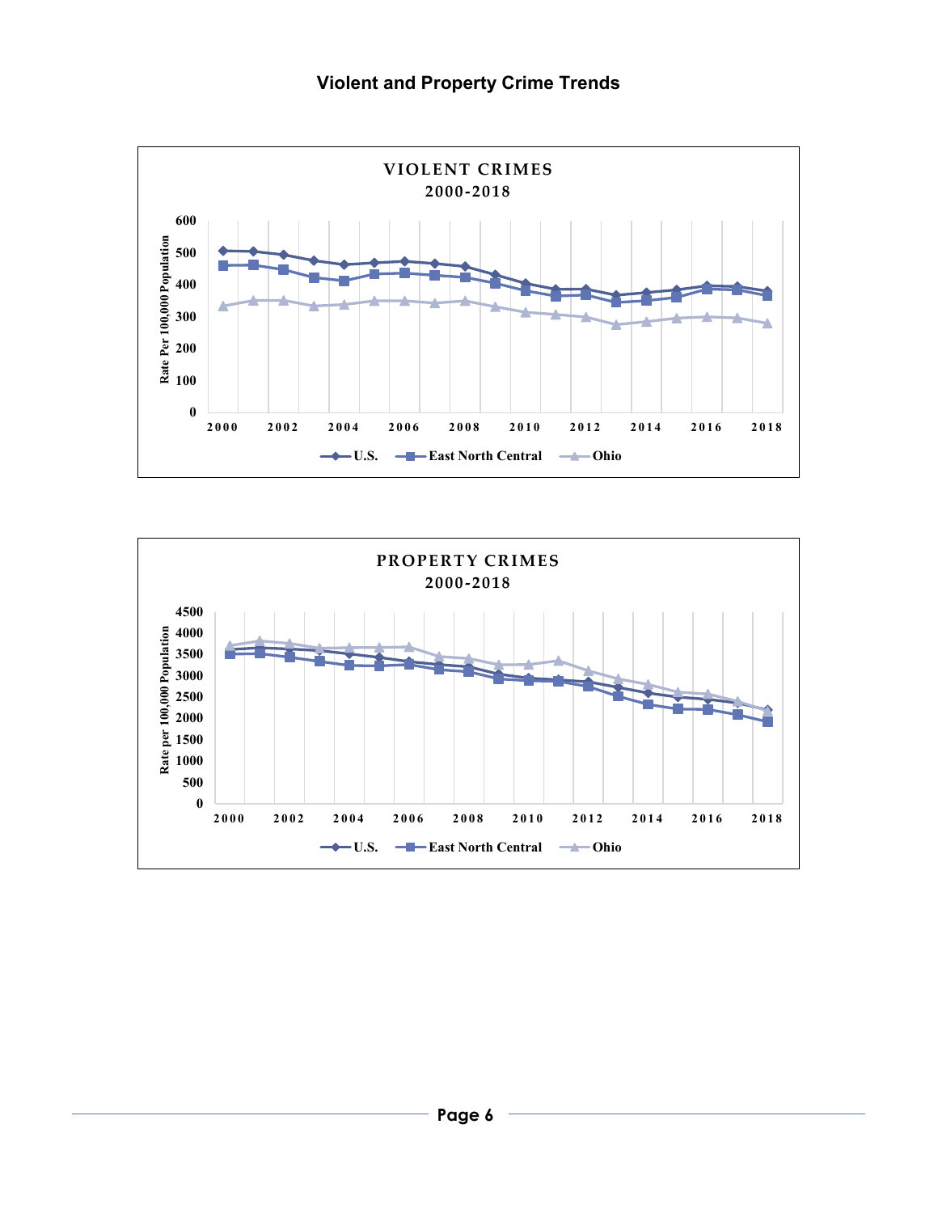# Violent and Property Crime Trends

VIOLENT CRIMES
2000-2018

Rate Per 100,000 Population

600
500
400
300
200
100
0

2000 2002 2004 2006 2008 2010 2012 2014 2016 2018

U.S. East North Central Ohio

PROPERTY CRIMES
2000-2018

Rate per 100,000 Population

4500
4000
3500
3000
2500
2000
1500
1000
500
0

2000 2002 2004 2006 2008 2010 2012 2014 2016 2018

U.S. East North Central Ohio